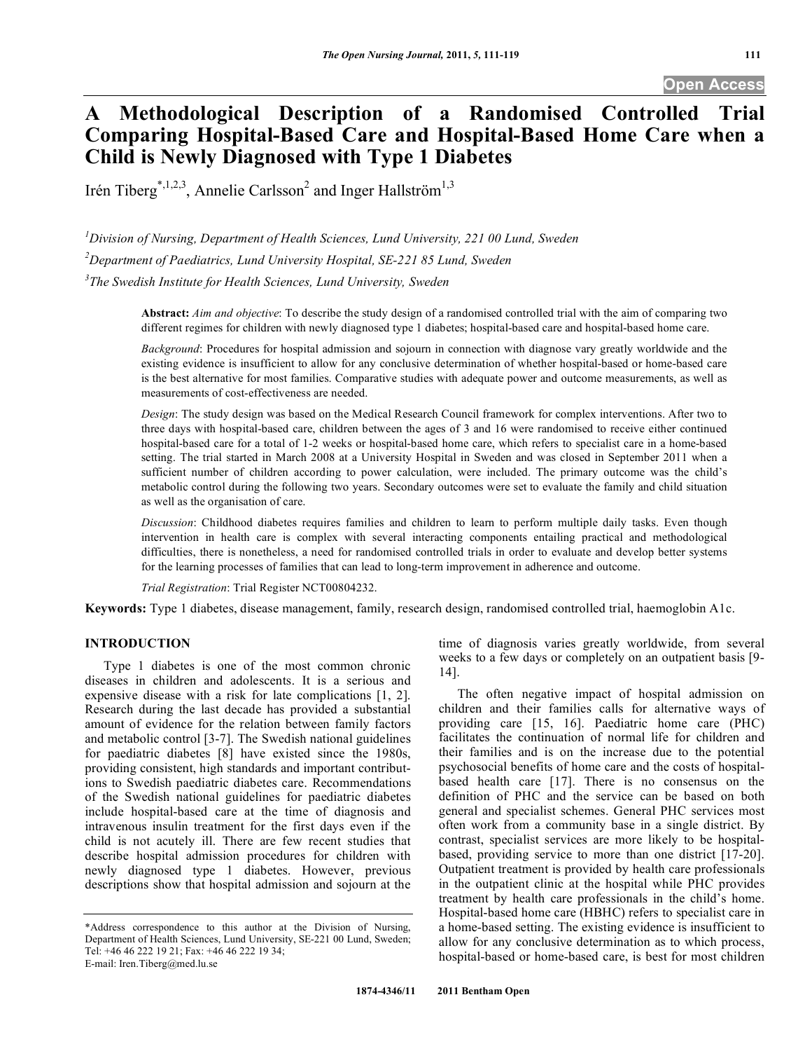# A Methodological Description of a Randomised Controlled Trial Comparing Hospital-Based Care and Hospital-Based Home Care when a Child is Newly Diagnosed with Type 1 Diabetes

Irén Tiberg[*,1,2,3], Annelie Carlsson[2] and Inger Hallström[1,3]

[1]Division of Nursing, Department of Health Sciences, Lund University, 221 00 Lund, Sweden

[2]Department of Paediatrics, Lund University Hospital, SE-221 85 Lund, Sweden

[3]The Swedish Institute for Health Sciences, Lund University, Sweden

**Abstract:** *Aim and objective*: To describe the study design of a randomised controlled trial with the aim of comparing two different regimes for children with newly diagnosed type 1 diabetes; hospital-based care and hospital-based home care.

*Background*: Procedures for hospital admission and sojourn in connection with diagnose vary greatly worldwide and the existing evidence is insufficient to allow for any conclusive determination of whether hospital-based or home-based care is the best alternative for most families. Comparative studies with adequate power and outcome measurements, as well as measurements of cost-effectiveness are needed.

*Design*: The study design was based on the Medical Research Council framework for complex interventions. After two to three days with hospital-based care, children between the ages of 3 and 16 were randomised to receive either continued hospital-based care for a total of 1-2 weeks or hospital-based home care, which refers to specialist care in a home-based setting. The trial started in March 2008 at a University Hospital in Sweden and was closed in September 2011 when a sufficient number of children according to power calculation, were included. The primary outcome was the child's metabolic control during the following two years. Secondary outcomes were set to evaluate the family and child situation as well as the organisation of care.

*Discussion*: Childhood diabetes requires families and children to learn to perform multiple daily tasks. Even though intervention in health care is complex with several interacting components entailing practical and methodological difficulties, there is nonetheless, a need for randomised controlled trials in order to evaluate and develop better systems for the learning processes of families that can lead to long-term improvement in adherence and outcome.

*Trial Registration*: Trial Register NCT00804232.

**Keywords:** Type 1 diabetes, disease management, family, research design, randomised controlled trial, haemoglobin A1c.

## INTRODUCTION

Type 1 diabetes is one of the most common chronic diseases in children and adolescents. It is a serious and expensive disease with a risk for late complications [1, 2]. Research during the last decade has provided a substantial amount of evidence for the relation between family factors and metabolic control [3-7]. The Swedish national guidelines for paediatric diabetes [8] have existed since the 1980s, providing consistent, high standards and important contributions to Swedish paediatric diabetes care. Recommendations of the Swedish national guidelines for paediatric diabetes include hospital-based care at the time of diagnosis and intravenous insulin treatment for the first days even if the child is not acutely ill. There are few recent studies that describe hospital admission procedures for children with newly diagnosed type 1 diabetes. However, previous descriptions show that hospital admission and sojourn at the time of diagnosis varies greatly worldwide, from several weeks to a few days or completely on an outpatient basis [9-14].

The often negative impact of hospital admission on children and their families calls for alternative ways of providing care [15, 16]. Paediatric home care (PHC) facilitates the continuation of normal life for children and their families and is on the increase due to the potential psychosocial benefits of home care and the costs of hospital-based health care [17]. There is no consensus on the definition of PHC and the service can be based on both general and specialist schemes. General PHC services most often work from a community base in a single district. By contrast, specialist services are more likely to be hospital-based, providing service to more than one district [17-20]. Outpatient treatment is provided by health care professionals in the outpatient clinic at the hospital while PHC provides treatment by health care professionals in the child's home. Hospital-based home care (HBHC) refers to specialist care in a home-based setting. The existing evidence is insufficient to allow for any conclusive determination as to which process, hospital-based or home-based care, is best for most children

*Address correspondence to this author at the Division of Nursing, Department of Health Sciences, Lund University, SE-221 00 Lund, Sweden; Tel: +46 46 222 19 21; Fax: +46 46 222 19 34; E-mail: Iren.Tiberg@med.lu.se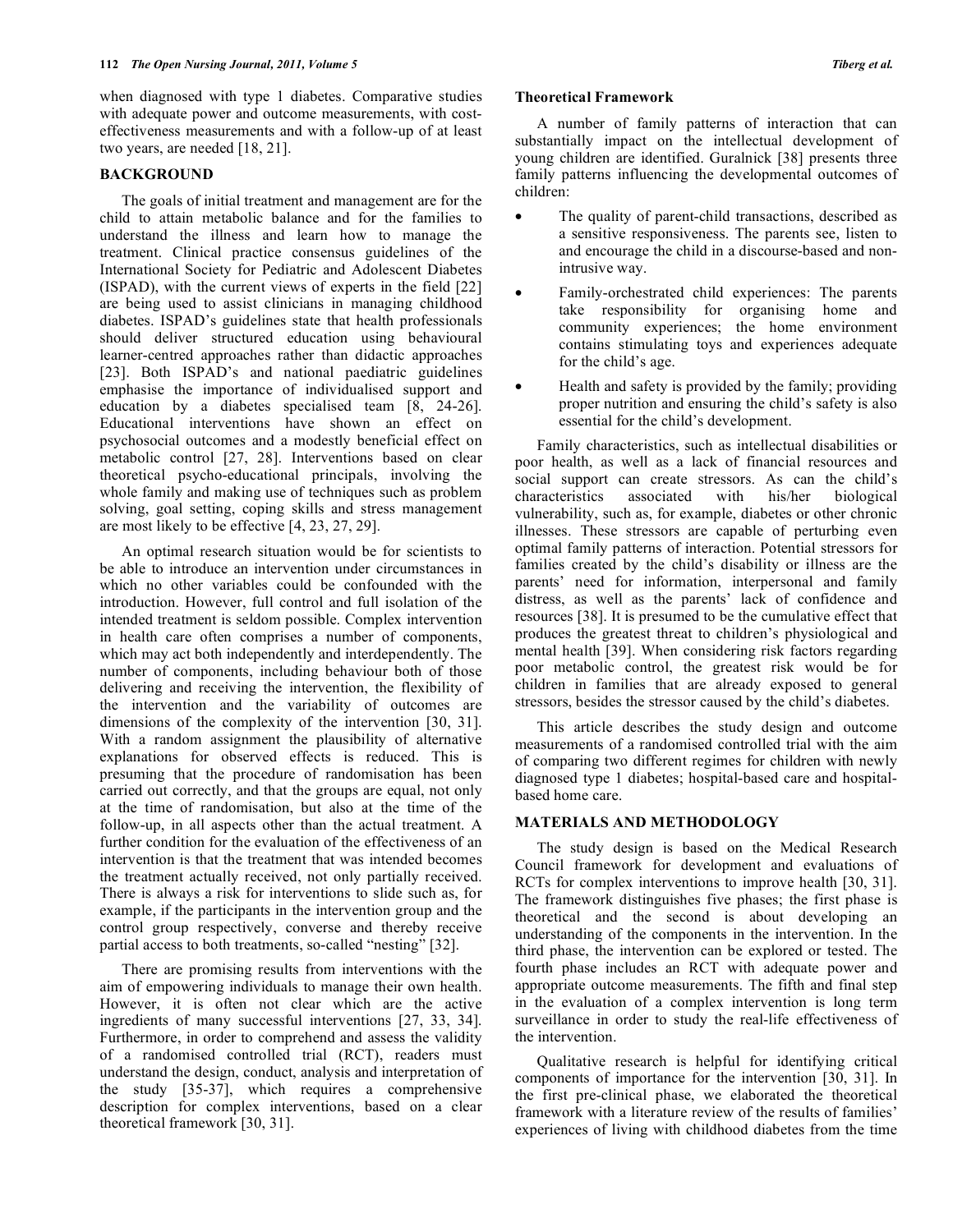when diagnosed with type 1 diabetes. Comparative studies with adequate power and outcome measurements, with cost-effectiveness measurements and with a follow-up of at least two years, are needed [18, 21].

## BACKGROUND

The goals of initial treatment and management are for the child to attain metabolic balance and for the families to understand the illness and learn how to manage the treatment. Clinical practice consensus guidelines of the International Society for Pediatric and Adolescent Diabetes (ISPAD), with the current views of experts in the field [22] are being used to assist clinicians in managing childhood diabetes. ISPAD's guidelines state that health professionals should deliver structured education using behavioural learner-centred approaches rather than didactic approaches [23]. Both ISPAD's and national paediatric guidelines emphasise the importance of individualised support and education by a diabetes specialised team [8, 24-26]. Educational interventions have shown an effect on psychosocial outcomes and a modestly beneficial effect on metabolic control [27, 28]. Interventions based on clear theoretical psycho-educational principals, involving the whole family and making use of techniques such as problem solving, goal setting, coping skills and stress management are most likely to be effective [4, 23, 27, 29].

An optimal research situation would be for scientists to be able to introduce an intervention under circumstances in which no other variables could be confounded with the introduction. However, full control and full isolation of the intended treatment is seldom possible. Complex intervention in health care often comprises a number of components, which may act both independently and interdependently. The number of components, including behaviour both of those delivering and receiving the intervention, the flexibility of the intervention and the variability of outcomes are dimensions of the complexity of the intervention [30, 31]. With a random assignment the plausibility of alternative explanations for observed effects is reduced. This is presuming that the procedure of randomisation has been carried out correctly, and that the groups are equal, not only at the time of randomisation, but also at the time of the follow-up, in all aspects other than the actual treatment. A further condition for the evaluation of the effectiveness of an intervention is that the treatment that was intended becomes the treatment actually received, not only partially received. There is always a risk for interventions to slide such as, for example, if the participants in the intervention group and the control group respectively, converse and thereby receive partial access to both treatments, so-called "nesting" [32].

There are promising results from interventions with the aim of empowering individuals to manage their own health. However, it is often not clear which are the active ingredients of many successful interventions [27, 33, 34]. Furthermore, in order to comprehend and assess the validity of a randomised controlled trial (RCT), readers must understand the design, conduct, analysis and interpretation of the study [35-37], which requires a comprehensive description for complex interventions, based on a clear theoretical framework [30, 31].

### Theoretical Framework

A number of family patterns of interaction that can substantially impact on the intellectual development of young children are identified. Guralnick [38] presents three family patterns influencing the developmental outcomes of children:

- The quality of parent-child transactions, described as a sensitive responsiveness. The parents see, listen to and encourage the child in a discourse-based and non-intrusive way.
- Family-orchestrated child experiences: The parents take responsibility for organising home and community experiences; the home environment contains stimulating toys and experiences adequate for the child's age.
- Health and safety is provided by the family; providing proper nutrition and ensuring the child's safety is also essential for the child's development.

Family characteristics, such as intellectual disabilities or poor health, as well as a lack of financial resources and social support can create stressors. As can the child's characteristics associated with his/her biological vulnerability, such as, for example, diabetes or other chronic illnesses. These stressors are capable of perturbing even optimal family patterns of interaction. Potential stressors for families created by the child's disability or illness are the parents' need for information, interpersonal and family distress, as well as the parents' lack of confidence and resources [38]. It is presumed to be the cumulative effect that produces the greatest threat to children's physiological and mental health [39]. When considering risk factors regarding poor metabolic control, the greatest risk would be for children in families that are already exposed to general stressors, besides the stressor caused by the child's diabetes.

This article describes the study design and outcome measurements of a randomised controlled trial with the aim of comparing two different regimes for children with newly diagnosed type 1 diabetes; hospital-based care and hospital-based home care.

## MATERIALS AND METHODOLOGY

The study design is based on the Medical Research Council framework for development and evaluations of RCTs for complex interventions to improve health [30, 31]. The framework distinguishes five phases; the first phase is theoretical and the second is about developing an understanding of the components in the intervention. In the third phase, the intervention can be explored or tested. The fourth phase includes an RCT with adequate power and appropriate outcome measurements. The fifth and final step in the evaluation of a complex intervention is long term surveillance in order to study the real-life effectiveness of the intervention.

Qualitative research is helpful for identifying critical components of importance for the intervention [30, 31]. In the first pre-clinical phase, we elaborated the theoretical framework with a literature review of the results of families' experiences of living with childhood diabetes from the time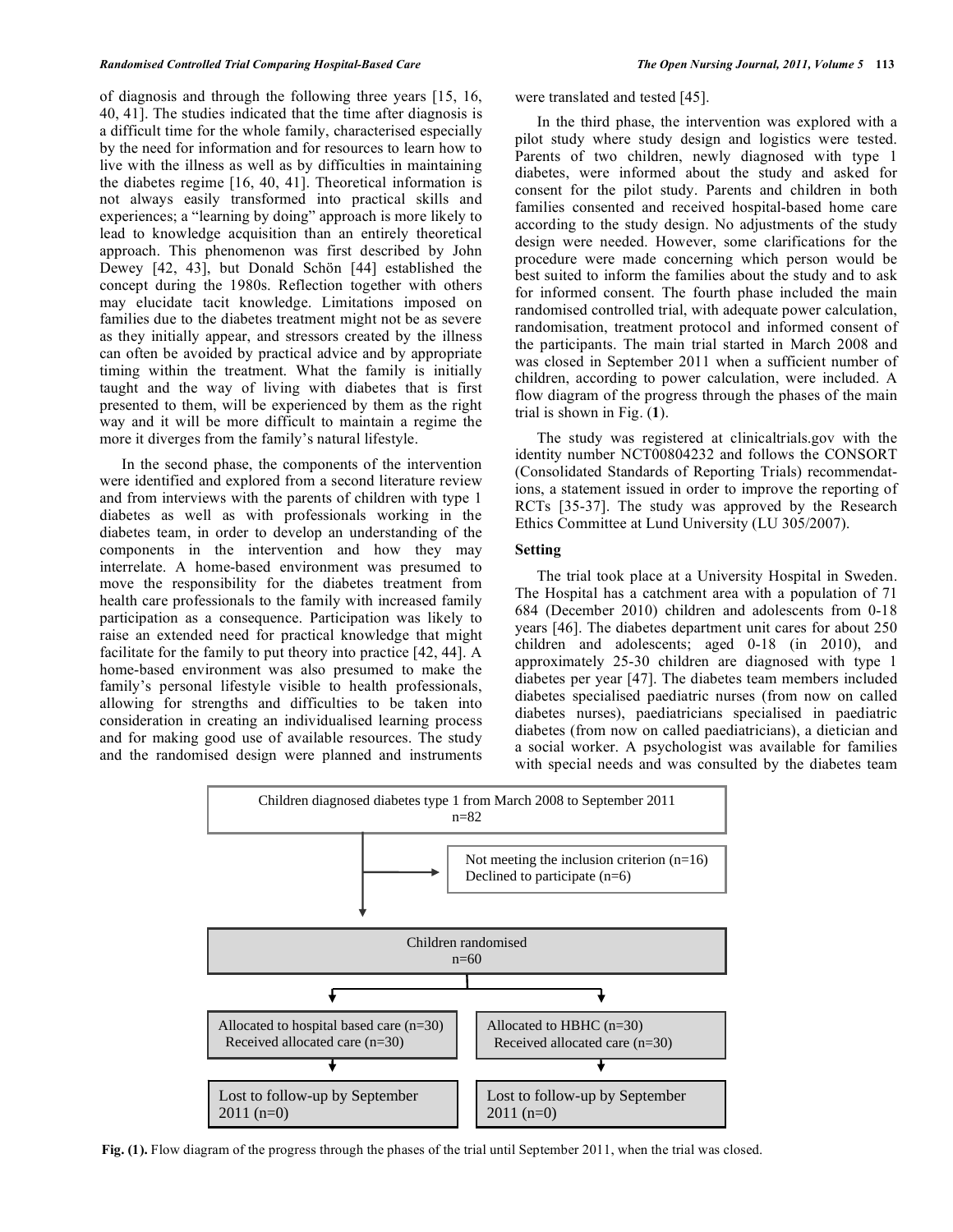of diagnosis and through the following three years [15, 16, 40, 41]. The studies indicated that the time after diagnosis is a difficult time for the whole family, characterised especially by the need for information and for resources to learn how to live with the illness as well as by difficulties in maintaining the diabetes regime [16, 40, 41]. Theoretical information is not always easily transformed into practical skills and experiences; a "learning by doing" approach is more likely to lead to knowledge acquisition than an entirely theoretical approach. This phenomenon was first described by John Dewey [42, 43], but Donald Schön [44] established the concept during the 1980s. Reflection together with others may elucidate tacit knowledge. Limitations imposed on families due to the diabetes treatment might not be as severe as they initially appear, and stressors created by the illness can often be avoided by practical advice and by appropriate timing within the treatment. What the family is initially taught and the way of living with diabetes that is first presented to them, will be experienced by them as the right way and it will be more difficult to maintain a regime the more it diverges from the family's natural lifestyle.

In the second phase, the components of the intervention were identified and explored from a second literature review and from interviews with the parents of children with type 1 diabetes as well as with professionals working in the diabetes team, in order to develop an understanding of the components in the intervention and how they may interrelate. A home-based environment was presumed to move the responsibility for the diabetes treatment from health care professionals to the family with increased family participation as a consequence. Participation was likely to raise an extended need for practical knowledge that might facilitate for the family to put theory into practice [42, 44]. A home-based environment was also presumed to make the family's personal lifestyle visible to health professionals, allowing for strengths and difficulties to be taken into consideration in creating an individualised learning process and for making good use of available resources. The study and the randomised design were planned and instruments were translated and tested [45].

In the third phase, the intervention was explored with a pilot study where study design and logistics were tested. Parents of two children, newly diagnosed with type 1 diabetes, were informed about the study and asked for consent for the pilot study. Parents and children in both families consented and received hospital-based home care according to the study design. No adjustments of the study design were needed. However, some clarifications for the procedure were made concerning which person would be best suited to inform the families about the study and to ask for informed consent. The fourth phase included the main randomised controlled trial, with adequate power calculation, randomisation, treatment protocol and informed consent of the participants. The main trial started in March 2008 and was closed in September 2011 when a sufficient number of children, according to power calculation, were included. A flow diagram of the progress through the phases of the main trial is shown in Fig. (**1**).

The study was registered at clinicaltrials.gov with the identity number NCT00804232 and follows the CONSORT (Consolidated Standards of Reporting Trials) recommendations, a statement issued in order to improve the reporting of RCTs [35-37]. The study was approved by the Research Ethics Committee at Lund University (LU 305/2007).

### Setting

The trial took place at a University Hospital in Sweden. The Hospital has a catchment area with a population of 71 684 (December 2010) children and adolescents from 0-18 years [46]. The diabetes department unit cares for about 250 children and adolescents; aged 0-18 (in 2010), and approximately 25-30 children are diagnosed with type 1 diabetes per year [47]. The diabetes team members included diabetes specialised paediatric nurses (from now on called diabetes nurses), paediatricians specialised in paediatric diabetes (from now on called paediatricians), a dietician and a social worker. A psychologist was available for families with special needs and was consulted by the diabetes team

Children diagnosed diabetes type 1 from March 2008 to September 2011
n=82

→ Not meeting the inclusion criterion (n=16)
Declined to participate (n=6)

Children randomised
n=60

| Allocated to hospital based care (n=30)<br>Received allocated care (n=30) | Allocated to HBHC (n=30)<br>Received allocated care (n=30) |
|---|---|
| Lost to follow-up by September 2011 (n=0) | Lost to follow-up by September 2011 (n=0) |

**Fig. (1).** Flow diagram of the progress through the phases of the trial until September 2011, when the trial was closed.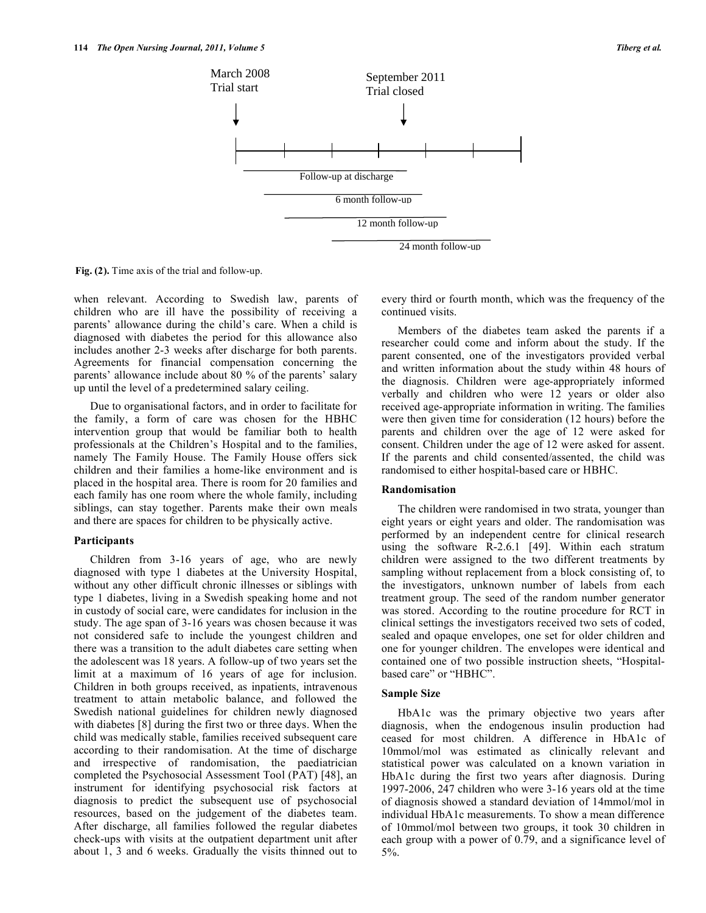March 2008
Trial start

September 2011
Trial closed

Follow-up at discharge

6 month follow-up

12 month follow-up

24 month follow-up

**Fig. (2).** Time axis of the trial and follow-up.

when relevant. According to Swedish law, parents of children who are ill have the possibility of receiving a parents' allowance during the child's care. When a child is diagnosed with diabetes the period for this allowance also includes another 2-3 weeks after discharge for both parents. Agreements for financial compensation concerning the parents' allowance include about 80 % of the parents' salary up until the level of a predetermined salary ceiling.

Due to organisational factors, and in order to facilitate for the family, a form of care was chosen for the HBHC intervention group that would be familiar both to health professionals at the Children's Hospital and to the families, namely The Family House. The Family House offers sick children and their families a home-like environment and is placed in the hospital area. There is room for 20 families and each family has one room where the whole family, including siblings, can stay together. Parents make their own meals and there are spaces for children to be physically active.

### Participants

Children from 3-16 years of age, who are newly diagnosed with type 1 diabetes at the University Hospital, without any other difficult chronic illnesses or siblings with type 1 diabetes, living in a Swedish speaking home and not in custody of social care, were candidates for inclusion in the study. The age span of 3-16 years was chosen because it was not considered safe to include the youngest children and there was a transition to the adult diabetes care setting when the adolescent was 18 years. A follow-up of two years set the limit at a maximum of 16 years of age for inclusion. Children in both groups received, as inpatients, intravenous treatment to attain metabolic balance, and followed the Swedish national guidelines for children newly diagnosed with diabetes [8] during the first two or three days. When the child was medically stable, families received subsequent care according to their randomisation. At the time of discharge and irrespective of randomisation, the paediatrician completed the Psychosocial Assessment Tool (PAT) [48], an instrument for identifying psychosocial risk factors at diagnosis to predict the subsequent use of psychosocial resources, based on the judgement of the diabetes team. After discharge, all families followed the regular diabetes check-ups with visits at the outpatient department unit after about 1, 3 and 6 weeks. Gradually the visits thinned out to every third or fourth month, which was the frequency of the continued visits.

Members of the diabetes team asked the parents if a researcher could come and inform about the study. If the parent consented, one of the investigators provided verbal and written information about the study within 48 hours of the diagnosis. Children were age-appropriately informed verbally and children who were 12 years or older also received age-appropriate information in writing. The families were then given time for consideration (12 hours) before the parents and children over the age of 12 were asked for consent. Children under the age of 12 were asked for assent. If the parents and child consented/assented, the child was randomised to either hospital-based care or HBHC.

### Randomisation

The children were randomised in two strata, younger than eight years or eight years and older. The randomisation was performed by an independent centre for clinical research using the software R-2.6.1 [49]. Within each stratum children were assigned to the two different treatments by sampling without replacement from a block consisting of, to the investigators, unknown number of labels from each treatment group. The seed of the random number generator was stored. According to the routine procedure for RCT in clinical settings the investigators received two sets of coded, sealed and opaque envelopes, one set for older children and one for younger children. The envelopes were identical and contained one of two possible instruction sheets, "Hospital-based care" or "HBHC".

### Sample Size

HbA1c was the primary objective two years after diagnosis, when the endogenous insulin production had ceased for most children. A difference in HbA1c of 10mmol/mol was estimated as clinically relevant and statistical power was calculated on a known variation in HbA1c during the first two years after diagnosis. During 1997-2006, 247 children who were 3-16 years old at the time of diagnosis showed a standard deviation of 14mmol/mol in individual HbA1c measurements. To show a mean difference of 10mmol/mol between two groups, it took 30 children in each group with a power of 0.79, and a significance level of 5%.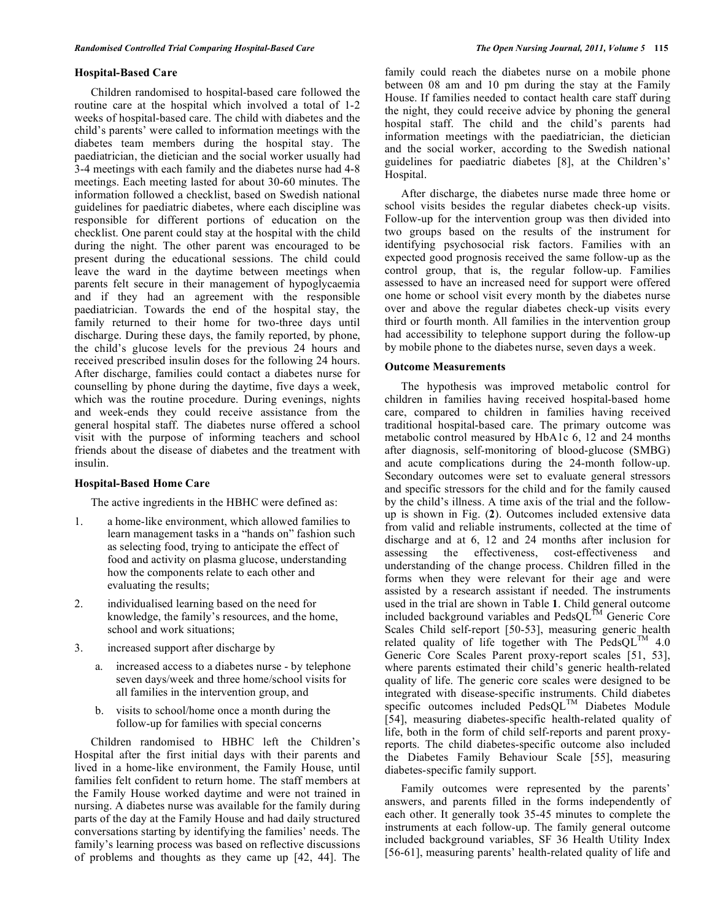### Hospital-Based Care

Children randomised to hospital-based care followed the routine care at the hospital which involved a total of 1-2 weeks of hospital-based care. The child with diabetes and the child's parents' were called to information meetings with the diabetes team members during the hospital stay. The paediatrician, the dietician and the social worker usually had 3-4 meetings with each family and the diabetes nurse had 4-8 meetings. Each meeting lasted for about 30-60 minutes. The information followed a checklist, based on Swedish national guidelines for paediatric diabetes, where each discipline was responsible for different portions of education on the checklist. One parent could stay at the hospital with the child during the night. The other parent was encouraged to be present during the educational sessions. The child could leave the ward in the daytime between meetings when parents felt secure in their management of hypoglycaemia and if they had an agreement with the responsible paediatrician. Towards the end of the hospital stay, the family returned to their home for two-three days until discharge. During these days, the family reported, by phone, the child's glucose levels for the previous 24 hours and received prescribed insulin doses for the following 24 hours. After discharge, families could contact a diabetes nurse for counselling by phone during the daytime, five days a week, which was the routine procedure. During evenings, nights and week-ends they could receive assistance from the general hospital staff. The diabetes nurse offered a school visit with the purpose of informing teachers and school friends about the disease of diabetes and the treatment with insulin.

### Hospital-Based Home Care

The active ingredients in the HBHC were defined as:

1. a home-like environment, which allowed families to learn management tasks in a "hands on" fashion such as selecting food, trying to anticipate the effect of food and activity on plasma glucose, understanding how the components relate to each other and evaluating the results;
2. individualised learning based on the need for knowledge, the family's resources, and the home, school and work situations;
3. increased support after discharge by
   a. increased access to a diabetes nurse - by telephone seven days/week and three home/school visits for all families in the intervention group, and
   b. visits to school/home once a month during the follow-up for families with special concerns

Children randomised to HBHC left the Children's Hospital after the first initial days with their parents and lived in a home-like environment, the Family House, until families felt confident to return home. The staff members at the Family House worked daytime and were not trained in nursing. A diabetes nurse was available for the family during parts of the day at the Family House and had daily structured conversations starting by identifying the families' needs. The family's learning process was based on reflective discussions of problems and thoughts as they came up [42, 44]. The family could reach the diabetes nurse on a mobile phone between 08 am and 10 pm during the stay at the Family House. If families needed to contact health care staff during the night, they could receive advice by phoning the general hospital staff. The child and the child's parents had information meetings with the paediatrician, the dietician and the social worker, according to the Swedish national guidelines for paediatric diabetes [8], at the Children's' Hospital.

After discharge, the diabetes nurse made three home or school visits besides the regular diabetes check-up visits. Follow-up for the intervention group was then divided into two groups based on the results of the instrument for identifying psychosocial risk factors. Families with an expected good prognosis received the same follow-up as the control group, that is, the regular follow-up. Families assessed to have an increased need for support were offered one home or school visit every month by the diabetes nurse over and above the regular diabetes check-up visits every third or fourth month. All families in the intervention group had accessibility to telephone support during the follow-up by mobile phone to the diabetes nurse, seven days a week.

### Outcome Measurements

The hypothesis was improved metabolic control for children in families having received hospital-based home care, compared to children in families having received traditional hospital-based care. The primary outcome was metabolic control measured by HbA1c 6, 12 and 24 months after diagnosis, self-monitoring of blood-glucose (SMBG) and acute complications during the 24-month follow-up. Secondary outcomes were set to evaluate general stressors and specific stressors for the child and for the family caused by the child's illness. A time axis of the trial and the follow-up is shown in Fig. (**2**). Outcomes included extensive data from valid and reliable instruments, collected at the time of discharge and at 6, 12 and 24 months after inclusion for assessing the effectiveness, cost-effectiveness and understanding of the change process. Children filled in the forms when they were relevant for their age and were assisted by a research assistant if needed. The instruments used in the trial are shown in Table **1**. Child general outcome included background variables and PedsQL™ Generic Core Scales Child self-report [50-53], measuring generic health related quality of life together with The PedsQL™ 4.0 Generic Core Scales Parent proxy-report scales [51, 53], where parents estimated their child's generic health-related quality of life. The generic core scales were designed to be integrated with disease-specific instruments. Child diabetes specific outcomes included PedsQL™ Diabetes Module [54], measuring diabetes-specific health-related quality of life, both in the form of child self-reports and parent proxy-reports. The child diabetes-specific outcome also included the Diabetes Family Behaviour Scale [55], measuring diabetes-specific family support.

Family outcomes were represented by the parents' answers, and parents filled in the forms independently of each other. It generally took 35-45 minutes to complete the instruments at each follow-up. The family general outcome included background variables, SF 36 Health Utility Index [56-61], measuring parents' health-related quality of life and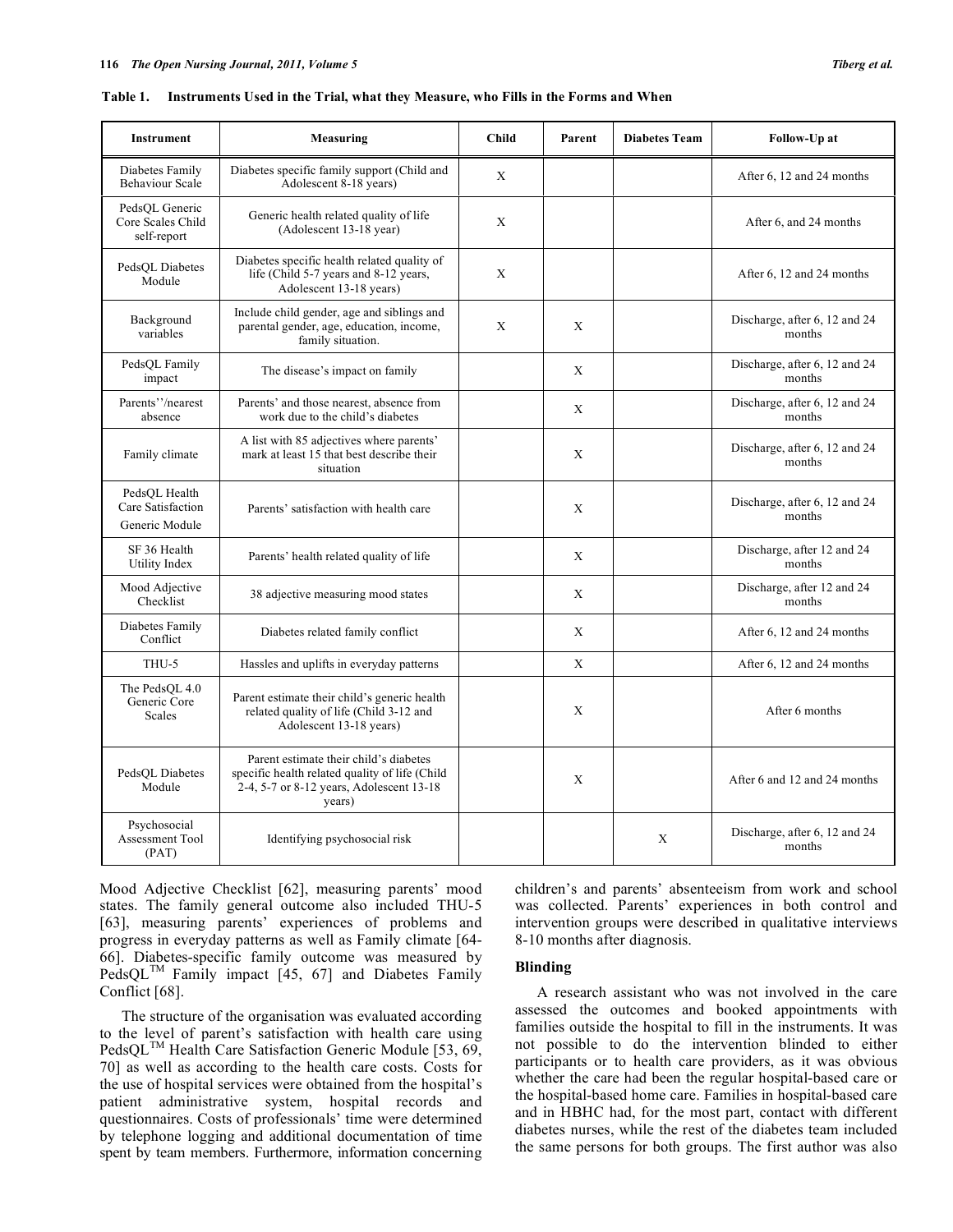**Table 1. Instruments Used in the Trial, what they Measure, who Fills in the Forms and When**

| Instrument | Measuring | Child | Parent | Diabetes Team | Follow-Up at |
|---|---|---|---|---|---|
| Diabetes Family Behaviour Scale | Diabetes specific family support (Child and Adolescent 8-18 years) | X | | | After 6, 12 and 24 months |
| PedsQL Generic Core Scales Child self-report | Generic health related quality of life (Adolescent 13-18 year) | X | | | After 6, and 24 months |
| PedsQL Diabetes Module | Diabetes specific health related quality of life (Child 5-7 years and 8-12 years, Adolescent 13-18 years) | X | | | After 6, 12 and 24 months |
| Background variables | Include child gender, age and siblings and parental gender, age, education, income, family situation. | X | X | | Discharge, after 6, 12 and 24 months |
| PedsQL Family impact | The disease's impact on family | | X | | Discharge, after 6, 12 and 24 months |
| Parents''/nearest absence | Parents' and those nearest, absence from work due to the child's diabetes | | X | | Discharge, after 6, 12 and 24 months |
| Family climate | A list with 85 adjectives where parents' mark at least 15 that best describe their situation | | X | | Discharge, after 6, 12 and 24 months |
| PedsQL Health Care Satisfaction Generic Module | Parents' satisfaction with health care | | X | | Discharge, after 6, 12 and 24 months |
| SF 36 Health Utility Index | Parents' health related quality of life | | X | | Discharge, after 12 and 24 months |
| Mood Adjective Checklist | 38 adjective measuring mood states | | X | | Discharge, after 12 and 24 months |
| Diabetes Family Conflict | Diabetes related family conflict | | X | | After 6, 12 and 24 months |
| THU-5 | Hassles and uplifts in everyday patterns | | X | | After 6, 12 and 24 months |
| The PedsQL 4.0 Generic Core Scales | Parent estimate their child's generic health related quality of life (Child 3-12 and Adolescent 13-18 years) | | X | | After 6 months |
| PedsQL Diabetes Module | Parent estimate their child's diabetes specific health related quality of life (Child 2-4, 5-7 or 8-12 years, Adolescent 13-18 years) | | X | | After 6 and 12 and 24 months |
| Psychosocial Assessment Tool (PAT) | Identifying psychosocial risk | | | X | Discharge, after 6, 12 and 24 months |

Mood Adjective Checklist [62], measuring parents' mood states. The family general outcome also included THU-5 [63], measuring parents' experiences of problems and progress in everyday patterns as well as Family climate [64-66]. Diabetes-specific family outcome was measured by PedsQL™ Family impact [45, 67] and Diabetes Family Conflict [68].

The structure of the organisation was evaluated according to the level of parent's satisfaction with health care using PedsQL™ Health Care Satisfaction Generic Module [53, 69, 70] as well as according to the health care costs. Costs for the use of hospital services were obtained from the hospital's patient administrative system, hospital records and questionnaires. Costs of professionals' time were determined by telephone logging and additional documentation of time spent by team members. Furthermore, information concerning children's and parents' absenteeism from work and school was collected. Parents' experiences in both control and intervention groups were described in qualitative interviews 8-10 months after diagnosis.

### Blinding

A research assistant who was not involved in the care assessed the outcomes and booked appointments with families outside the hospital to fill in the instruments. It was not possible to do the intervention blinded to either participants or to health care providers, as it was obvious whether the care had been the regular hospital-based care or the hospital-based home care. Families in hospital-based care and in HBHC had, for the most part, contact with different diabetes nurses, while the rest of the diabetes team included the same persons for both groups. The first author was also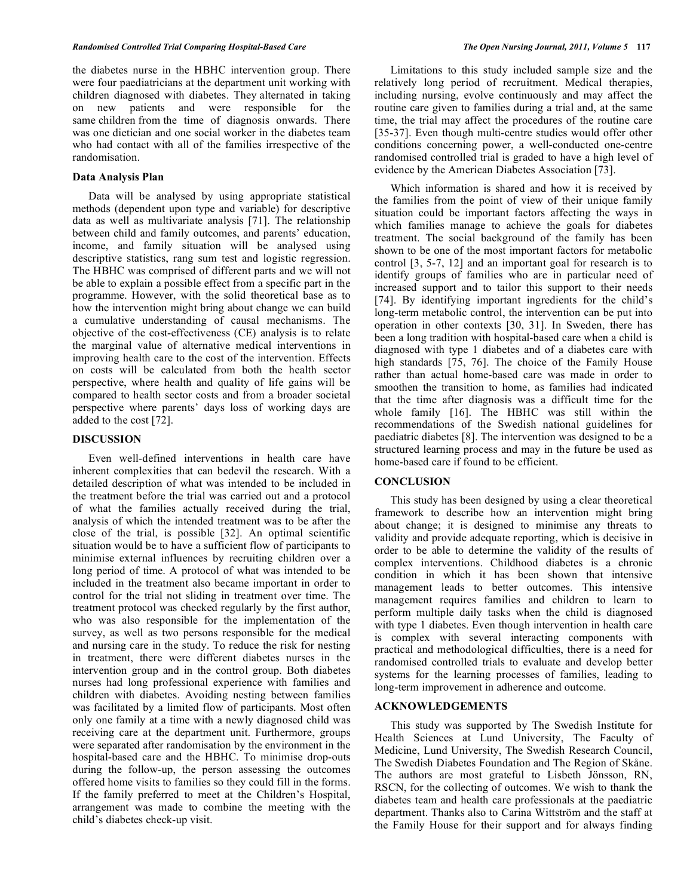the diabetes nurse in the HBHC intervention group. There were four paediatricians at the department unit working with children diagnosed with diabetes. They alternated in taking on new patients and were responsible for the same children from the time of diagnosis onwards. There was one dietician and one social worker in the diabetes team who had contact with all of the families irrespective of the randomisation.

### Data Analysis Plan

Data will be analysed by using appropriate statistical methods (dependent upon type and variable) for descriptive data as well as multivariate analysis [71]. The relationship between child and family outcomes, and parents' education, income, and family situation will be analysed using descriptive statistics, rang sum test and logistic regression. The HBHC was comprised of different parts and we will not be able to explain a possible effect from a specific part in the programme. However, with the solid theoretical base as to how the intervention might bring about change we can build a cumulative understanding of causal mechanisms. The objective of the cost-effectiveness (CE) analysis is to relate the marginal value of alternative medical interventions in improving health care to the cost of the intervention. Effects on costs will be calculated from both the health sector perspective, where health and quality of life gains will be compared to health sector costs and from a broader societal perspective where parents' days loss of working days are added to the cost [72].

## DISCUSSION

Even well-defined interventions in health care have inherent complexities that can bedevil the research. With a detailed description of what was intended to be included in the treatment before the trial was carried out and a protocol of what the families actually received during the trial, analysis of which the intended treatment was to be after the close of the trial, is possible [32]. An optimal scientific situation would be to have a sufficient flow of participants to minimise external influences by recruiting children over a long period of time. A protocol of what was intended to be included in the treatment also became important in order to control for the trial not sliding in treatment over time. The treatment protocol was checked regularly by the first author, who was also responsible for the implementation of the survey, as well as two persons responsible for the medical and nursing care in the study. To reduce the risk for nesting in treatment, there were different diabetes nurses in the intervention group and in the control group. Both diabetes nurses had long professional experience with families and children with diabetes. Avoiding nesting between families was facilitated by a limited flow of participants. Most often only one family at a time with a newly diagnosed child was receiving care at the department unit. Furthermore, groups were separated after randomisation by the environment in the hospital-based care and the HBHC. To minimise drop-outs during the follow-up, the person assessing the outcomes offered home visits to families so they could fill in the forms. If the family preferred to meet at the Children's Hospital, arrangement was made to combine the meeting with the child's diabetes check-up visit.

Limitations to this study included sample size and the relatively long period of recruitment. Medical therapies, including nursing, evolve continuously and may affect the routine care given to families during a trial and, at the same time, the trial may affect the procedures of the routine care [35-37]. Even though multi-centre studies would offer other conditions concerning power, a well-conducted one-centre randomised controlled trial is graded to have a high level of evidence by the American Diabetes Association [73].

Which information is shared and how it is received by the families from the point of view of their unique family situation could be important factors affecting the ways in which families manage to achieve the goals for diabetes treatment. The social background of the family has been shown to be one of the most important factors for metabolic control [3, 5-7, 12] and an important goal for research is to identify groups of families who are in particular need of increased support and to tailor this support to their needs [74]. By identifying important ingredients for the child's long-term metabolic control, the intervention can be put into operation in other contexts [30, 31]. In Sweden, there has been a long tradition with hospital-based care when a child is diagnosed with type 1 diabetes and of a diabetes care with high standards [75, 76]. The choice of the Family House rather than actual home-based care was made in order to smoothen the transition to home, as families had indicated that the time after diagnosis was a difficult time for the whole family [16]. The HBHC was still within the recommendations of the Swedish national guidelines for paediatric diabetes [8]. The intervention was designed to be a structured learning process and may in the future be used as home-based care if found to be efficient.

## CONCLUSION

This study has been designed by using a clear theoretical framework to describe how an intervention might bring about change; it is designed to minimise any threats to validity and provide adequate reporting, which is decisive in order to be able to determine the validity of the results of complex interventions. Childhood diabetes is a chronic condition in which it has been shown that intensive management leads to better outcomes. This intensive management requires families and children to learn to perform multiple daily tasks when the child is diagnosed with type 1 diabetes. Even though intervention in health care is complex with several interacting components with practical and methodological difficulties, there is a need for randomised controlled trials to evaluate and develop better systems for the learning processes of families, leading to long-term improvement in adherence and outcome.

## ACKNOWLEDGEMENTS

This study was supported by The Swedish Institute for Health Sciences at Lund University, The Faculty of Medicine, Lund University, The Swedish Research Council, The Swedish Diabetes Foundation and The Region of Skåne. The authors are most grateful to Lisbeth Jönsson, RN, RSCN, for the collecting of outcomes. We wish to thank the diabetes team and health care professionals at the paediatric department. Thanks also to Carina Wittström and the staff at the Family House for their support and for always finding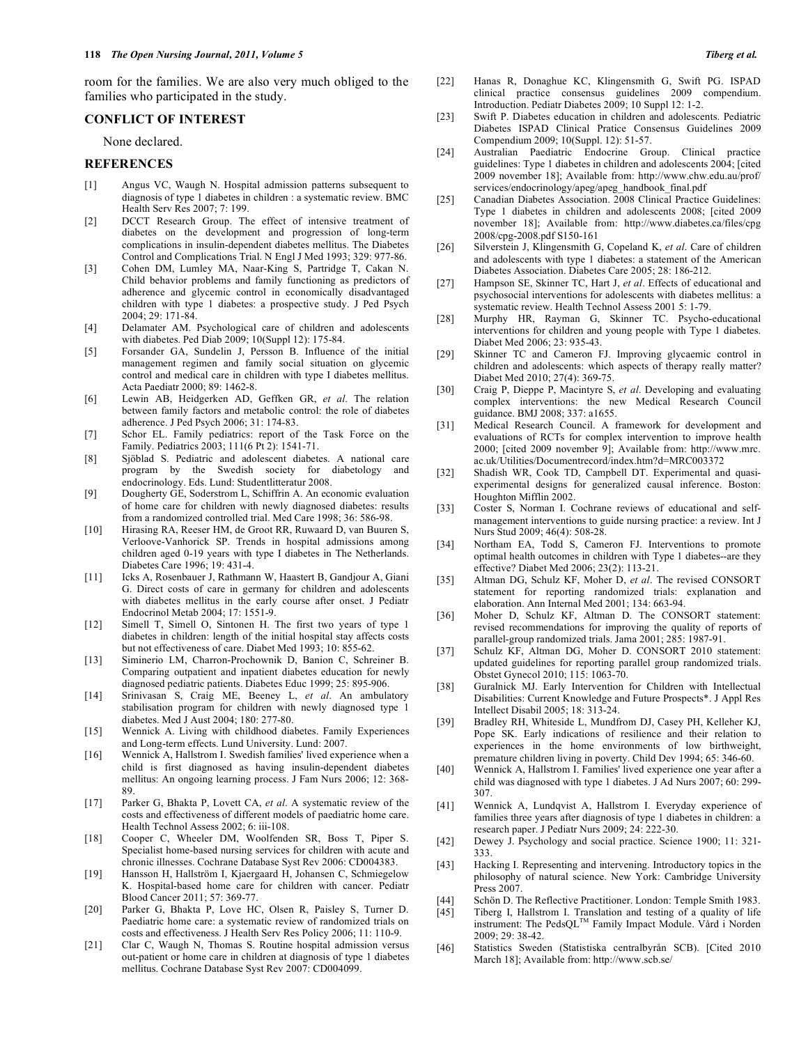room for the families. We are also very much obliged to the families who participated in the study.

## CONFLICT OF INTEREST

None declared.

## REFERENCES

[1] Angus VC, Waugh N. Hospital admission patterns subsequent to diagnosis of type 1 diabetes in children : a systematic review. BMC Health Serv Res 2007; 7: 199.

[2] DCCT Research Group. The effect of intensive treatment of diabetes on the development and progression of long-term complications in insulin-dependent diabetes mellitus. The Diabetes Control and Complications Trial. N Engl J Med 1993; 329: 977-86.

[3] Cohen DM, Lumley MA, Naar-King S, Partridge T, Cakan N. Child behavior problems and family functioning as predictors of adherence and glycemic control in economically disadvantaged children with type 1 diabetes: a prospective study. J Ped Psych 2004; 29: 171-84.

[4] Delamater AM. Psychological care of children and adolescents with diabetes. Ped Diab 2009; 10(Suppl 12): 175-84.

[5] Forsander GA, Sundelin J, Persson B. Influence of the initial management regimen and family social situation on glycemic control and medical care in children with type I diabetes mellitus. Acta Paediatr 2000; 89: 1462-8.

[6] Lewin AB, Heidgerken AD, Geffken GR, *et al*. The relation between family factors and metabolic control: the role of diabetes adherence. J Ped Psych 2006; 31: 174-83.

[7] Schor EL. Family pediatrics: report of the Task Force on the Family. Pediatrics 2003; 111(6 Pt 2): 1541-71.

[8] Sjöblad S. Pediatric and adolescent diabetes. A national care program by the Swedish society for diabetology and endocrinology. Eds. Lund: Studentlitteratur 2008.

[9] Dougherty GE, Soderstrom L, Schiffrin A. An economic evaluation of home care for children with newly diagnosed diabetes: results from a randomized controlled trial. Med Care 1998; 36: 586-98.

[10] Hirasing RA, Reeser HM, de Groot RR, Ruwaard D, van Buuren S, Verloove-Vanhorick SP. Trends in hospital admissions among children aged 0-19 years with type I diabetes in The Netherlands. Diabetes Care 1996; 19: 431-4.

[11] Icks A, Rosenbauer J, Rathmann W, Haastert B, Gandjour A, Giani G. Direct costs of care in germany for children and adolescents with diabetes mellitus in the early course after onset. J Pediatr Endocrinol Metab 2004; 17: 1551-9.

[12] Simell T, Simell O, Sintonen H. The first two years of type 1 diabetes in children: length of the initial hospital stay affects costs but not effectiveness of care. Diabet Med 1993; 10: 855-62.

[13] Siminerio LM, Charron-Prochownik D, Banion C, Schreiner B. Comparing outpatient and inpatient diabetes education for newly diagnosed pediatric patients. Diabetes Educ 1999; 25: 895-906.

[14] Srinivasan S, Craig ME, Beeney L, *et al*. An ambulatory stabilisation program for children with newly diagnosed type 1 diabetes. Med J Aust 2004; 180: 277-80.

[15] Wennick A. Living with childhood diabetes. Family Experiences and Long-term effects. Lund: Lund University. Lund: 2007.

[16] Wennick A, Hallstrom I. Swedish families' lived experience when a child is first diagnosed as having insulin-dependent diabetes mellitus: An ongoing learning process. J Fam Nurs 2006; 12: 368-89.

[17] Parker G, Bhakta P, Lovett CA, *et al*. A systematic review of the costs and effectiveness of different models of paediatric home care. Health Technol Assess 2002; 6: iii-108.

[18] Cooper C, Wheeler DM, Woolfenden SR, Boss T, Piper S. Specialist home-based nursing services for children with acute and chronic illnesses. Cochrane Database Syst Rev 2006: CD004383.

[19] Hansson H, Hallström I, Kjaergaard H, Johansen C, Schmiegelow K. Hospital-based home care for children with cancer. Pediatr Blood Cancer 2011; 57: 369-77.

[20] Parker G, Bhakta P, Love HC, Olsen R, Paisley S, Turner D. Paediatric home care: a systematic review of randomized trials on costs and effectiveness. J Health Serv Res Policy 2006; 11: 110-9.

[21] Clar C, Waugh N, Thomas S. Routine hospital admission versus out-patient or home care in children at diagnosis of type 1 diabetes mellitus. Cochrane Database Syst Rev 2007: CD004099.

[22] Hanas R, Donaghue KC, Klingensmith G, Swift PG. ISPAD clinical practice consensus guidelines 2009 compendium. Introduction. Pediatr Diabetes 2009; 10 Suppl 12: 1-2.

[23] Swift P. Diabetes education in children and adolescents. Pediatric Diabetes ISPAD Clinical Pratice Consensus Guidelines 2009 Compendium 2009; 10(Suppl. 12): 51-57.

[24] Australian Paediatric Endocrine Group. Clinical practice guidelines: Type 1 diabetes in children and adolescents 2004; [cited 2009 november 18]; Available from: http://www.chw.edu.au/prof/services/endocrinology/apeg/apeg_handbook_final.pdf

[25] Canadian Diabetes Association. 2008 Clinical Practice Guidelines: Type 1 diabetes in children and adolescents 2008; [cited 2009 november 18]; Available from: http://www.diabetes.ca/files/cpg2008/cpg-2008.pdf S150-161

[26] Silverstein J, Klingensmith G, Copeland K, *et al*. Care of children and adolescents with type 1 diabetes: a statement of the American Diabetes Association. Diabetes Care 2005; 28: 186-212.

[27] Hampson SE, Skinner TC, Hart J, *et al*. Effects of educational and psychosocial interventions for adolescents with diabetes mellitus: a systematic review. Health Technol Assess 2001 5: 1-79.

[28] Murphy HR, Rayman G, Skinner TC. Psycho-educational interventions for children and young people with Type 1 diabetes. Diabet Med 2006; 23: 935-43.

[29] Skinner TC and Cameron FJ. Improving glycaemic control in children and adolescents: which aspects of therapy really matter? Diabet Med 2010; 27(4): 369-75.

[30] Craig P, Dieppe P, Macintyre S, *et al*. Developing and evaluating complex interventions: the new Medical Research Council guidance. BMJ 2008; 337: a1655.

[31] Medical Research Council. A framework for development and evaluations of RCTs for complex intervention to improve health 2000; [cited 2009 november 9]; Available from: http://www.mrc.ac.uk/Utilities/Documentrecord/index.htm?d=MRC003372

[32] Shadish WR, Cook TD, Campbell DT. Experimental and quasi-experimental designs for generalized causal inference. Boston: Houghton Mifflin 2002.

[33] Coster S, Norman I. Cochrane reviews of educational and self-management interventions to guide nursing practice: a review. Int J Nurs Stud 2009; 46(4): 508-28.

[34] Northam EA, Todd S, Cameron FJ. Interventions to promote optimal health outcomes in children with Type 1 diabetes--are they effective? Diabet Med 2006; 23(2): 113-21.

[35] Altman DG, Schulz KF, Moher D, *et al*. The revised CONSORT statement for reporting randomized trials: explanation and elaboration. Ann Internal Med 2001; 134: 663-94.

[36] Moher D, Schulz KF, Altman D. The CONSORT statement: revised recommendations for improving the quality of reports of parallel-group randomized trials. Jama 2001; 285: 1987-91.

[37] Schulz KF, Altman DG, Moher D. CONSORT 2010 statement: updated guidelines for reporting parallel group randomized trials. Obstet Gynecol 2010; 115: 1063-70.

[38] Guralnick MJ. Early Intervention for Children with Intellectual Disabilities: Current Knowledge and Future Prospects*. J Appl Res Intellect Disabil 2005; 18: 313-24.

[39] Bradley RH, Whiteside L, Mundfrom DJ, Casey PH, Kelleher KJ, Pope SK. Early indications of resilience and their relation to experiences in the home environments of low birthweight, premature children living in poverty. Child Dev 1994; 65: 346-60.

[40] Wennick A, Hallstrom I. Families' lived experience one year after a child was diagnosed with type 1 diabetes. J Ad Nurs 2007; 60: 299-307.

[41] Wennick A, Lundqvist A, Hallstrom I. Everyday experience of families three years after diagnosis of type 1 diabetes in children: a research paper. J Pediatr Nurs 2009; 24: 222-30.

[42] Dewey J. Psychology and social practice. Science 1900; 11: 321-333.

[43] Hacking I. Representing and intervening. Introductory topics in the philosophy of natural science. New York: Cambridge University Press 2007.

[44] Schön D. The Reflective Practitioner. London: Temple Smith 1983.

[45] Tiberg I, Hallstrom I. Translation and testing of a quality of life instrument: The PedsQL™ Family Impact Module. Vård i Norden 2009; 29: 38-42.

[46] Statistics Sweden (Statistiska centralbyrån SCB). [Cited 2010 March 18]; Available from: http://www.scb.se/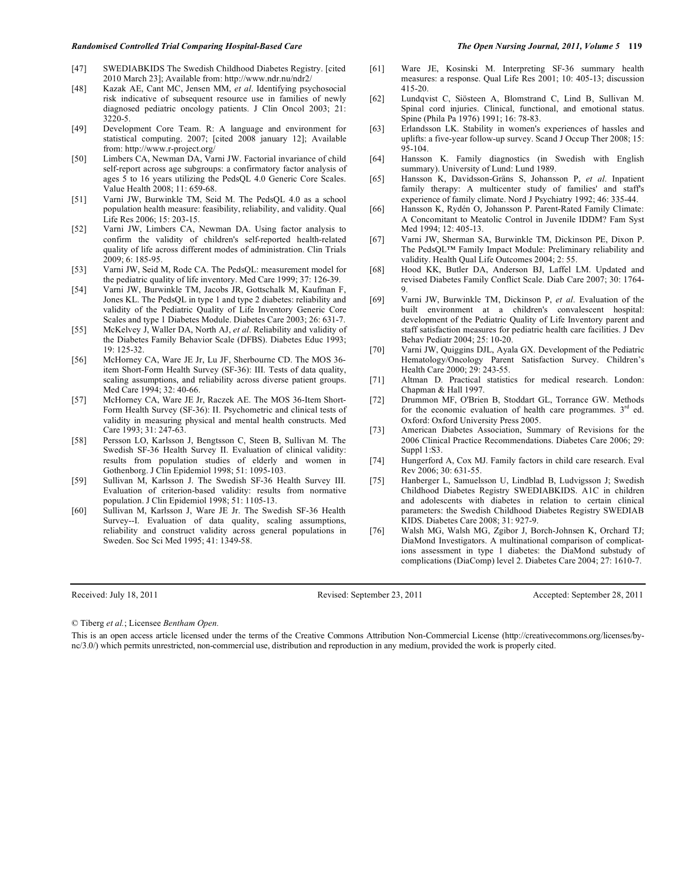[47] SWEDIABKIDS The Swedish Childhood Diabetes Registry. [cited 2010 March 23]; Available from: http://www.ndr.nu/ndr2/

[48] Kazak AE, Cant MC, Jensen MM, *et al*. Identifying psychosocial risk indicative of subsequent resource use in families of newly diagnosed pediatric oncology patients. J Clin Oncol 2003; 21: 3220-5.

[49] Development Core Team. R: A language and environment for statistical computing. 2007; [cited 2008 january 12]; Available from: http://www.r-project.org/

[50] Limbers CA, Newman DA, Varni JW. Factorial invariance of child self-report across age subgroups: a confirmatory factor analysis of ages 5 to 16 years utilizing the PedsQL 4.0 Generic Core Scales. Value Health 2008; 11: 659-68.

[51] Varni JW, Burwinkle TM, Seid M. The PedsQL 4.0 as a school population health measure: feasibility, reliability, and validity. Qual Life Res 2006; 15: 203-15.

[52] Varni JW, Limbers CA, Newman DA. Using factor analysis to confirm the validity of children's self-reported health-related quality of life across different modes of administration. Clin Trials 2009; 6: 185-95.

[53] Varni JW, Seid M, Rode CA. The PedsQL: measurement model for the pediatric quality of life inventory. Med Care 1999; 37: 126-39.

[54] Varni JW, Burwinkle TM, Jacobs JR, Gottschalk M, Kaufman F, Jones KL. The PedsQL in type 1 and type 2 diabetes: reliability and validity of the Pediatric Quality of Life Inventory Generic Core Scales and type 1 Diabetes Module. Diabetes Care 2003; 26: 631-7.

[55] McKelvey J, Waller DA, North AJ, *et al*. Reliability and validity of the Diabetes Family Behavior Scale (DFBS). Diabetes Educ 1993; 19: 125-32.

[56] McHorney CA, Ware JE Jr, Lu JF, Sherbourne CD. The MOS 36-item Short-Form Health Survey (SF-36): III. Tests of data quality, scaling assumptions, and reliability across diverse patient groups. Med Care 1994; 32: 40-66.

[57] McHorney CA, Ware JE Jr, Raczek AE. The MOS 36-Item Short-Form Health Survey (SF-36): II. Psychometric and clinical tests of validity in measuring physical and mental health constructs. Med Care 1993; 31: 247-63.

[58] Persson LO, Karlsson J, Bengtsson C, Steen B, Sullivan M. The Swedish SF-36 Health Survey II. Evaluation of clinical validity: results from population studies of elderly and women in Gothenborg. J Clin Epidemiol 1998; 51: 1095-103.

[59] Sullivan M, Karlsson J. The Swedish SF-36 Health Survey III. Evaluation of criterion-based validity: results from normative population. J Clin Epidemiol 1998; 51: 1105-13.

[60] Sullivan M, Karlsson J, Ware JE Jr. The Swedish SF-36 Health Survey--I. Evaluation of data quality, scaling assumptions, reliability and construct validity across general populations in Sweden. Soc Sci Med 1995; 41: 1349-58.

[61] Ware JE, Kosinski M. Interpreting SF-36 summary health measures: a response. Qual Life Res 2001; 10: 405-13; discussion 415-20.

[62] Lundqvist C, Siösteen A, Blomstrand C, Lind B, Sullivan M. Spinal cord injuries. Clinical, functional, and emotional status. Spine (Phila Pa 1976) 1991; 16: 78-83.

[63] Erlandsson LK. Stability in women's experiences of hassles and uplifts: a five-year follow-up survey. Scand J Occup Ther 2008; 15: 95-104.

[64] Hansson K. Family diagnostics (in Swedish with English summary). University of Lund: Lund 1989.

[65] Hansson K, Davidsson-Gräns S, Johansson P, *et al*. Inpatient family therapy: A multicenter study of families' and staff's experience of family climate. Nord J Psychiatry 1992; 46: 335-44.

[66] Hansson K, Rydén O, Johansson P. Parent-Rated Family Climate: A Concomitant to Meatolic Control in Juvenile IDDM? Fam Syst Med 1994; 12: 405-13.

[67] Varni JW, Sherman SA, Burwinkle TM, Dickinson PE, Dixon P. The PedsQL™ Family Impact Module: Preliminary reliability and validity. Health Qual Life Outcomes 2004; 2: 55.

[68] Hood KK, Butler DA, Anderson BJ, Laffel LM. Updated and revised Diabetes Family Conflict Scale. Diab Care 2007; 30: 1764-9.

[69] Varni JW, Burwinkle TM, Dickinson P, *et al*. Evaluation of the built environment at a children's convalescent hospital: development of the Pediatric Quality of Life Inventory parent and staff satisfaction measures for pediatric health care facilities. J Dev Behav Pediatr 2004; 25: 10-20.

[70] Varni JW, Quiggins DJL, Ayala GX. Development of the Pediatric Hematology/Oncology Parent Satisfaction Survey. Children's Health Care 2000; 29: 243-55.

[71] Altman D. Practical statistics for medical research. London: Chapman & Hall 1997.

[72] Drummon MF, O'Brien B, Stoddart GL, Torrance GW. Methods for the economic evaluation of health care programmes. 3rd ed. Oxford: Oxford University Press 2005.

[73] American Diabetes Association, Summary of Revisions for the 2006 Clinical Practice Recommendations. Diabetes Care 2006; 29: Suppl 1:S3.

[74] Hungerford A, Cox MJ. Family factors in child care research. Eval Rev 2006; 30: 631-55.

[75] Hanberger L, Samuelsson U, Lindblad B, Ludvigsson J; Swedish Childhood Diabetes Registry SWEDIABKIDS. A1C in children and adolescents with diabetes in relation to certain clinical parameters: the Swedish Childhood Diabetes Registry SWEDIAB KIDS. Diabetes Care 2008; 31: 927-9.

[76] Walsh MG, Walsh MG, Zgibor J, Borch-Johnsen K, Orchard TJ; DiaMond Investigators. A multinational comparison of complications assessment in type 1 diabetes: the DiaMond substudy of complications (DiaComp) level 2. Diabetes Care 2004; 27: 1610-7.

Received: July 18, 2011 Revised: September 23, 2011 Accepted: September 28, 2011

© Tiberg *et al.*; Licensee *Bentham Open.*

This is an open access article licensed under the terms of the Creative Commons Attribution Non-Commercial License (http://creativecommons.org/licenses/by-nc/3.0/) which permits unrestricted, non-commercial use, distribution and reproduction in any medium, provided the work is properly cited.